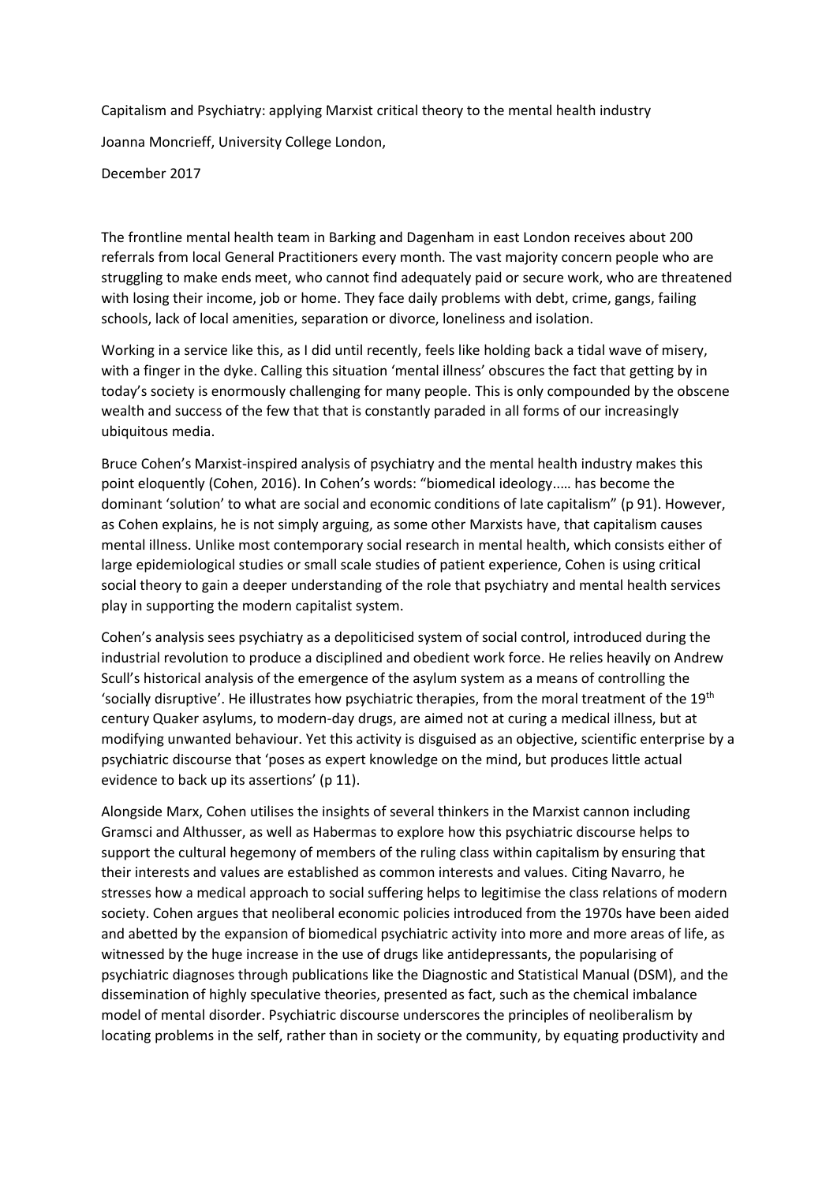Capitalism and Psychiatry: applying Marxist critical theory to the mental health industry

Joanna Moncrieff, University College London,

December 2017

The frontline mental health team in Barking and Dagenham in east London receives about 200 referrals from local General Practitioners every month. The vast majority concern people who are struggling to make ends meet, who cannot find adequately paid or secure work, who are threatened with losing their income, job or home. They face daily problems with debt, crime, gangs, failing schools, lack of local amenities, separation or divorce, loneliness and isolation.

Working in a service like this, as I did until recently, feels like holding back a tidal wave of misery, with a finger in the dyke. Calling this situation 'mental illness' obscures the fact that getting by in today's society is enormously challenging for many people. This is only compounded by the obscene wealth and success of the few that that is constantly paraded in all forms of our increasingly ubiquitous media.

Bruce Cohen's Marxist-inspired analysis of psychiatry and the mental health industry makes this point eloquently (Cohen, 2016). In Cohen's words: "biomedical ideology..… has become the dominant 'solution' to what are social and economic conditions of late capitalism" (p 91). However, as Cohen explains, he is not simply arguing, as some other Marxists have, that capitalism causes mental illness. Unlike most contemporary social research in mental health, which consists either of large epidemiological studies or small scale studies of patient experience, Cohen is using critical social theory to gain a deeper understanding of the role that psychiatry and mental health services play in supporting the modern capitalist system.

Cohen's analysis sees psychiatry as a depoliticised system of social control, introduced during the industrial revolution to produce a disciplined and obedient work force. He relies heavily on Andrew Scull's historical analysis of the emergence of the asylum system as a means of controlling the 'socially disruptive'. He illustrates how psychiatric therapies, from the moral treatment of the 19th century Quaker asylums, to modern-day drugs, are aimed not at curing a medical illness, but at modifying unwanted behaviour. Yet this activity is disguised as an objective, scientific enterprise by a psychiatric discourse that 'poses as expert knowledge on the mind, but produces little actual evidence to back up its assertions' (p 11).

Alongside Marx, Cohen utilises the insights of several thinkers in the Marxist cannon including Gramsci and Althusser, as well as Habermas to explore how this psychiatric discourse helps to support the cultural hegemony of members of the ruling class within capitalism by ensuring that their interests and values are established as common interests and values. Citing Navarro, he stresses how a medical approach to social suffering helps to legitimise the class relations of modern society. Cohen argues that neoliberal economic policies introduced from the 1970s have been aided and abetted by the expansion of biomedical psychiatric activity into more and more areas of life, as witnessed by the huge increase in the use of drugs like antidepressants, the popularising of psychiatric diagnoses through publications like the Diagnostic and Statistical Manual (DSM), and the dissemination of highly speculative theories, presented as fact, such as the chemical imbalance model of mental disorder. Psychiatric discourse underscores the principles of neoliberalism by locating problems in the self, rather than in society or the community, by equating productivity and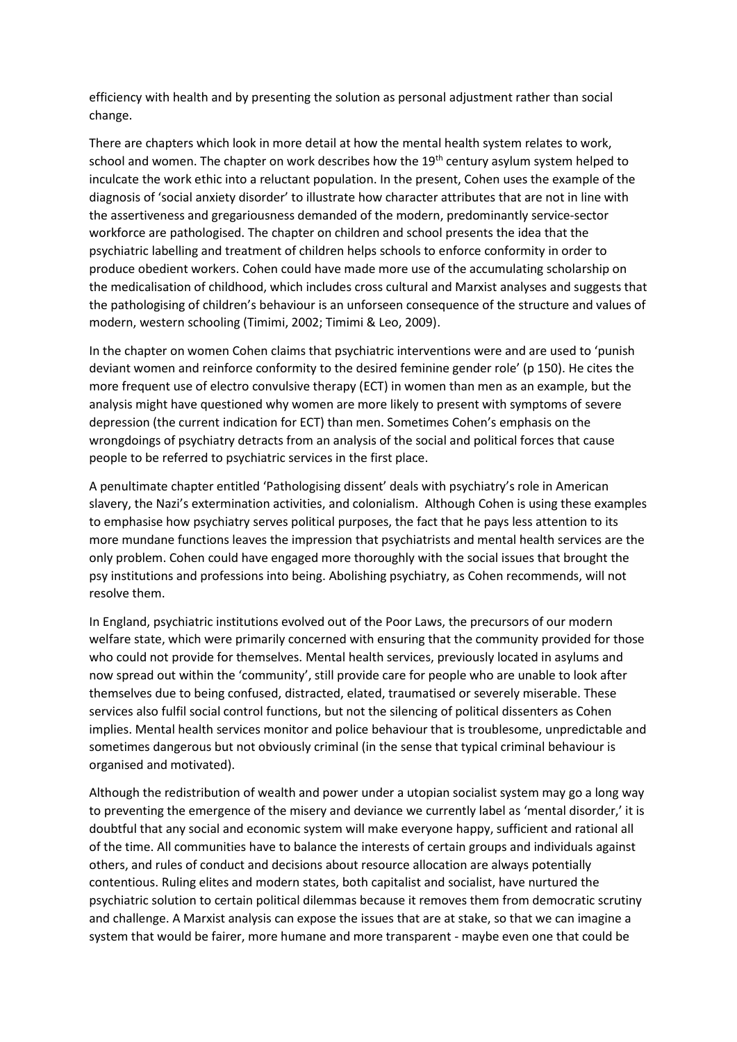efficiency with health and by presenting the solution as personal adjustment rather than social change.

There are chapters which look in more detail at how the mental health system relates to work, school and women. The chapter on work describes how the 19th century asylum system helped to inculcate the work ethic into a reluctant population. In the present, Cohen uses the example of the diagnosis of 'social anxiety disorder' to illustrate how character attributes that are not in line with the assertiveness and gregariousness demanded of the modern, predominantly service-sector workforce are pathologised. The chapter on children and school presents the idea that the psychiatric labelling and treatment of children helps schools to enforce conformity in order to produce obedient workers. Cohen could have made more use of the accumulating scholarship on the medicalisation of childhood, which includes cross cultural and Marxist analyses and suggests that the pathologising of children's behaviour is an unforseen consequence of the structure and values of modern, western schooling (Timimi, 2002; Timimi & Leo, 2009).

In the chapter on women Cohen claims that psychiatric interventions were and are used to 'punish deviant women and reinforce conformity to the desired feminine gender role' (p 150). He cites the more frequent use of electro convulsive therapy (ECT) in women than men as an example, but the analysis might have questioned why women are more likely to present with symptoms of severe depression (the current indication for ECT) than men. Sometimes Cohen's emphasis on the wrongdoings of psychiatry detracts from an analysis of the social and political forces that cause people to be referred to psychiatric services in the first place.

A penultimate chapter entitled 'Pathologising dissent' deals with psychiatry's role in American slavery, the Nazi's extermination activities, and colonialism. Although Cohen is using these examples to emphasise how psychiatry serves political purposes, the fact that he pays less attention to its more mundane functions leaves the impression that psychiatrists and mental health services are the only problem. Cohen could have engaged more thoroughly with the social issues that brought the psy institutions and professions into being. Abolishing psychiatry, as Cohen recommends, will not resolve them.

In England, psychiatric institutions evolved out of the Poor Laws, the precursors of our modern welfare state, which were primarily concerned with ensuring that the community provided for those who could not provide for themselves. Mental health services, previously located in asylums and now spread out within the 'community', still provide care for people who are unable to look after themselves due to being confused, distracted, elated, traumatised or severely miserable. These services also fulfil social control functions, but not the silencing of political dissenters as Cohen implies. Mental health services monitor and police behaviour that is troublesome, unpredictable and sometimes dangerous but not obviously criminal (in the sense that typical criminal behaviour is organised and motivated).

Although the redistribution of wealth and power under a utopian socialist system may go a long way to preventing the emergence of the misery and deviance we currently label as 'mental disorder,' it is doubtful that any social and economic system will make everyone happy, sufficient and rational all of the time. All communities have to balance the interests of certain groups and individuals against others, and rules of conduct and decisions about resource allocation are always potentially contentious. Ruling elites and modern states, both capitalist and socialist, have nurtured the psychiatric solution to certain political dilemmas because it removes them from democratic scrutiny and challenge. A Marxist analysis can expose the issues that are at stake, so that we can imagine a system that would be fairer, more humane and more transparent - maybe even one that could be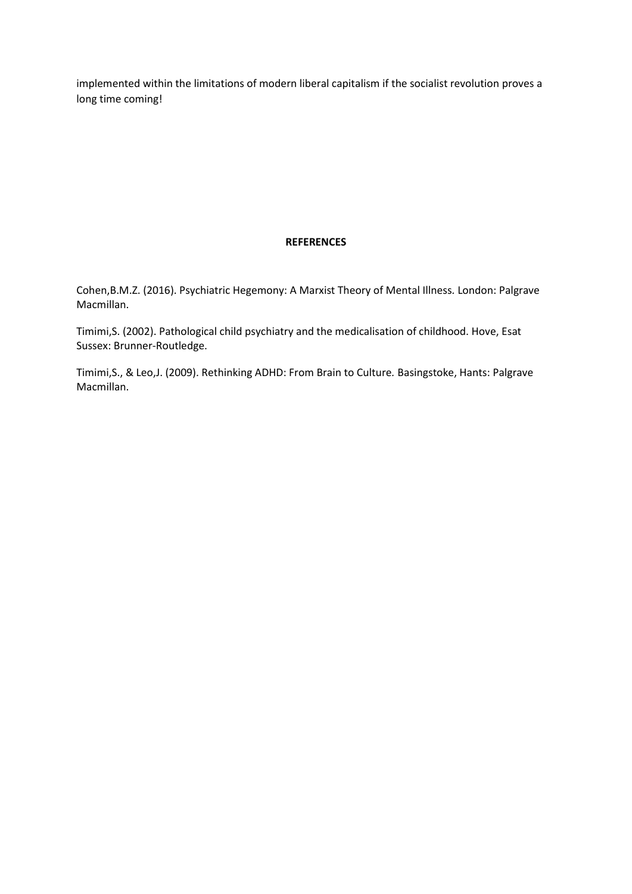implemented within the limitations of modern liberal capitalism if the socialist revolution proves a long time coming!

**REFERENCES**

Cohen,B.M.Z. (2016). Psychiatric Hegemony: A Marxist Theory of Mental Illness. London: Palgrave Macmillan.

Timimi,S. (2002). Pathological child psychiatry and the medicalisation of childhood. Hove, Esat Sussex: Brunner-Routledge.

Timimi,S., & Leo,J. (2009). Rethinking ADHD: From Brain to Culture. Basingstoke, Hants: Palgrave Macmillan.